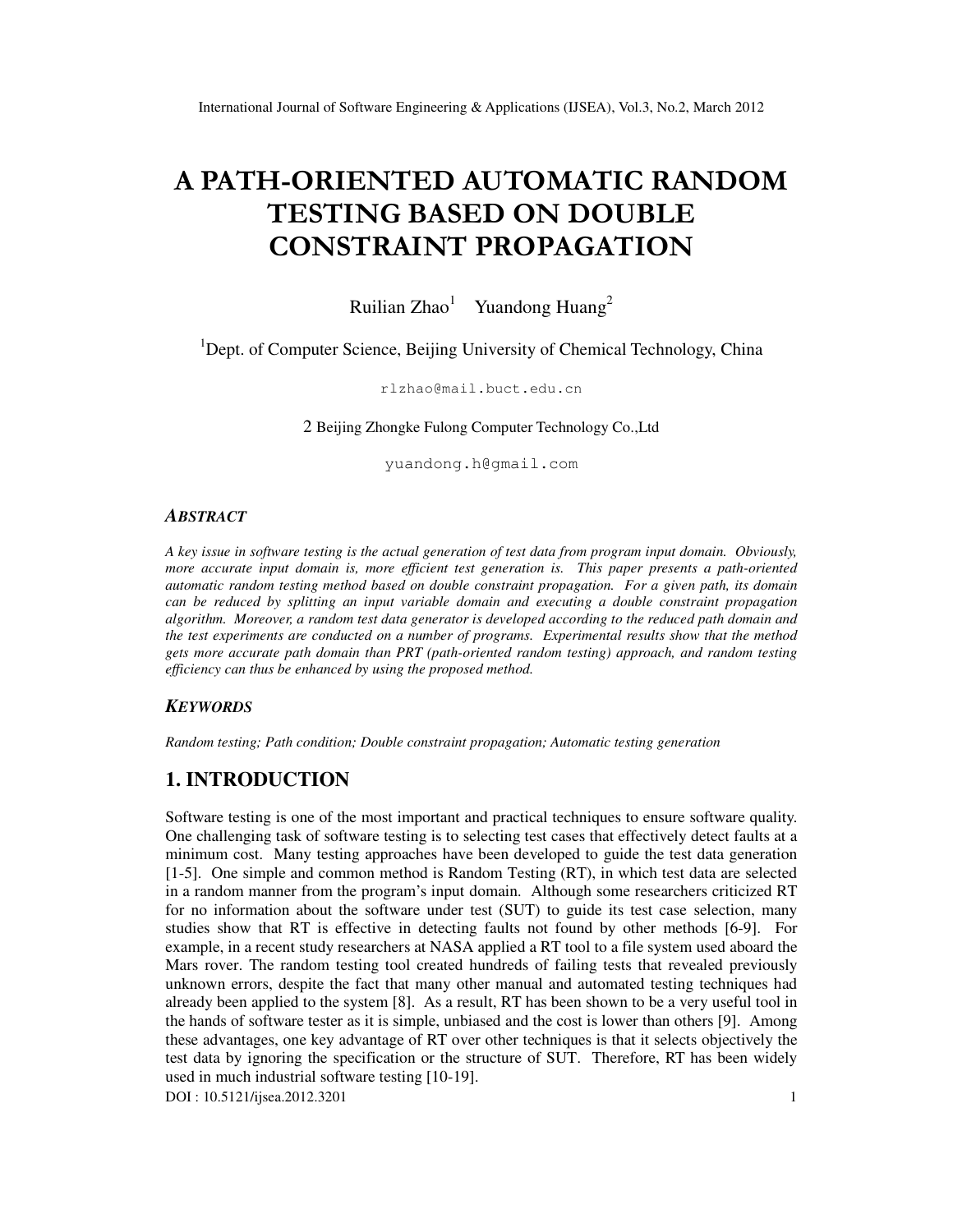# A PATH-ORIENTED AUTOMATIC RANDOM TESTING BASED ON DOUBLE CONSTRAINT PROPAGATION

Ruilian Zhao[1] Yuandong Huang[2]

[1]Dept. of Computer Science, Beijing University of Chemical Technology, China

rlzhao@mail.buct.edu.cn

2 Beijing Zhongke Fulong Computer Technology Co.,Ltd

yuandong.h@gmail.com

### *ABSTRACT*

*A key issue in software testing is the actual generation of test data from program input domain. Obviously, more accurate input domain is, more efficient test generation is. This paper presents a path-oriented automatic random testing method based on double constraint propagation. For a given path, its domain can be reduced by splitting an input variable domain and executing a double constraint propagation algorithm. Moreover, a random test data generator is developed according to the reduced path domain and the test experiments are conducted on a number of programs. Experimental results show that the method gets more accurate path domain than PRT (path-oriented random testing) approach, and random testing efficiency can thus be enhanced by using the proposed method.*

### *KEYWORDS*

*Random testing; Path condition; Double constraint propagation; Automatic testing generation*

## 1. INTRODUCTION

Software testing is one of the most important and practical techniques to ensure software quality. One challenging task of software testing is to selecting test cases that effectively detect faults at a minimum cost. Many testing approaches have been developed to guide the test data generation [1-5]. One simple and common method is Random Testing (RT), in which test data are selected in a random manner from the program's input domain. Although some researchers criticized RT for no information about the software under test (SUT) to guide its test case selection, many studies show that RT is effective in detecting faults not found by other methods [6-9]. For example, in a recent study researchers at NASA applied a RT tool to a file system used aboard the Mars rover. The random testing tool created hundreds of failing tests that revealed previously unknown errors, despite the fact that many other manual and automated testing techniques had already been applied to the system [8]. As a result, RT has been shown to be a very useful tool in the hands of software tester as it is simple, unbiased and the cost is lower than others [9]. Among these advantages, one key advantage of RT over other techniques is that it selects objectively the test data by ignoring the specification or the structure of SUT. Therefore, RT has been widely used in much industrial software testing [10-19].

DOI : 10.5121/ijsea.2012.3201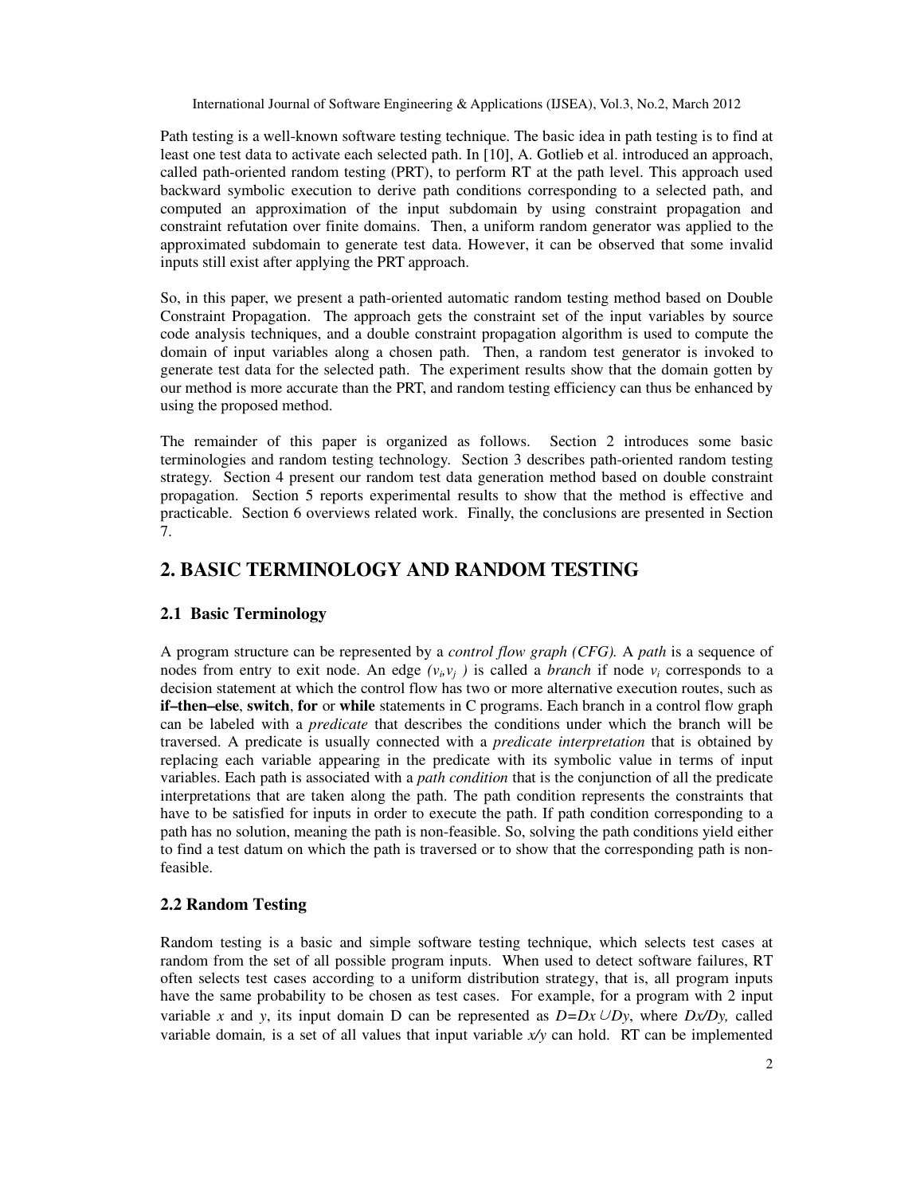Path testing is a well-known software testing technique. The basic idea in path testing is to find at least one test data to activate each selected path. In [10], A. Gotlieb et al. introduced an approach, called path-oriented random testing (PRT), to perform RT at the path level. This approach used backward symbolic execution to derive path conditions corresponding to a selected path, and computed an approximation of the input subdomain by using constraint propagation and constraint refutation over finite domains. Then, a uniform random generator was applied to the approximated subdomain to generate test data. However, it can be observed that some invalid inputs still exist after applying the PRT approach.

So, in this paper, we present a path-oriented automatic random testing method based on Double Constraint Propagation. The approach gets the constraint set of the input variables by source code analysis techniques, and a double constraint propagation algorithm is used to compute the domain of input variables along a chosen path. Then, a random test generator is invoked to generate test data for the selected path. The experiment results show that the domain gotten by our method is more accurate than the PRT, and random testing efficiency can thus be enhanced by using the proposed method.

The remainder of this paper is organized as follows. Section 2 introduces some basic terminologies and random testing technology. Section 3 describes path-oriented random testing strategy. Section 4 present our random test data generation method based on double constraint propagation. Section 5 reports experimental results to show that the method is effective and practicable. Section 6 overviews related work. Finally, the conclusions are presented in Section 7.

## 2. BASIC TERMINOLOGY AND RANDOM TESTING

### 2.1 Basic Terminology

A program structure can be represented by a *control flow graph (CFG).* A *path* is a sequence of nodes from entry to exit node. An edge $(v_i, v_j)$ is called a *branch* if node $v_i$ corresponds to a decision statement at which the control flow has two or more alternative execution routes, such as **if–then–else**, **switch**, **for** or **while** statements in C programs. Each branch in a control flow graph can be labeled with a *predicate* that describes the conditions under which the branch will be traversed. A predicate is usually connected with a *predicate interpretation* that is obtained by replacing each variable appearing in the predicate with its symbolic value in terms of input variables. Each path is associated with a *path condition* that is the conjunction of all the predicate interpretations that are taken along the path. The path condition represents the constraints that have to be satisfied for inputs in order to execute the path. If path condition corresponding to a path has no solution, meaning the path is non-feasible. So, solving the path conditions yield either to find a test datum on which the path is traversed or to show that the corresponding path is non-feasible.

### 2.2 Random Testing

Random testing is a basic and simple software testing technique, which selects test cases at random from the set of all possible program inputs. When used to detect software failures, RT often selects test cases according to a uniform distribution strategy, that is, all program inputs have the same probability to be chosen as test cases. For example, for a program with 2 input variable $x$ and $y$, its input domain D can be represented as $D=Dx \cup Dy$, where $Dx/Dy$, called variable domain, is a set of all values that input variable $x/y$ can hold. RT can be implemented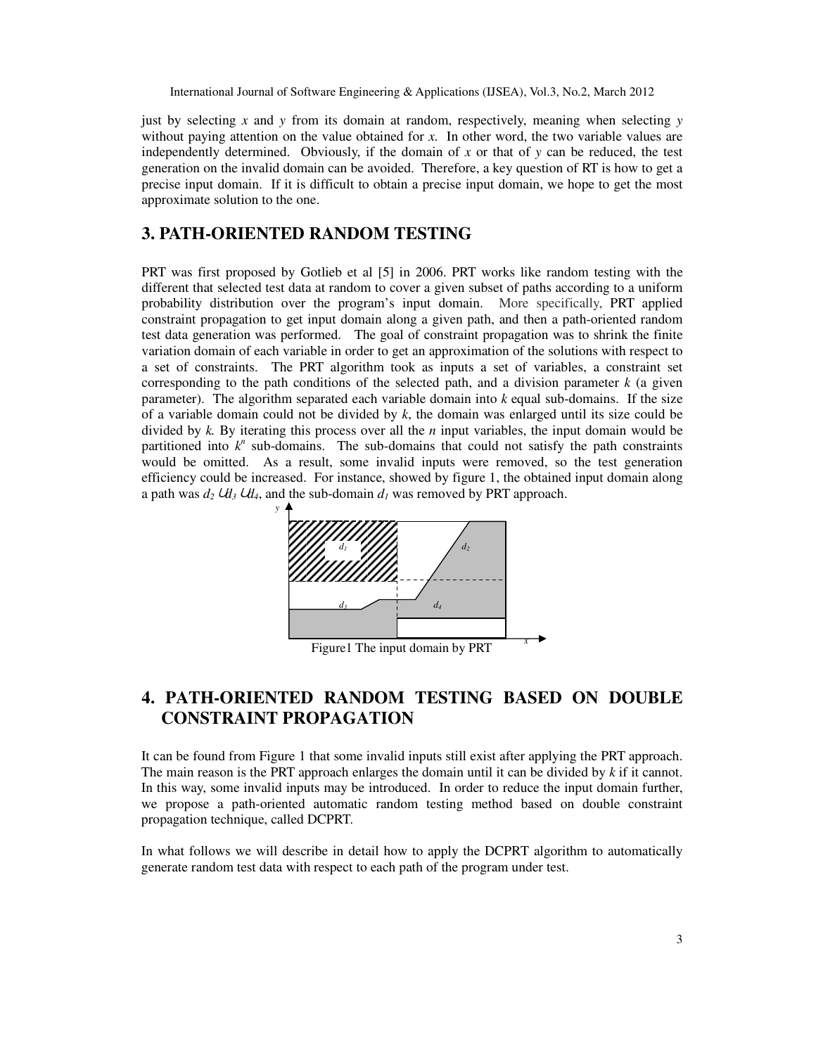just by selecting $x$ and $y$ from its domain at random, respectively, meaning when selecting $y$ without paying attention on the value obtained for $x$. In other word, the two variable values are independently determined. Obviously, if the domain of $x$ or that of $y$ can be reduced, the test generation on the invalid domain can be avoided. Therefore, a key question of RT is how to get a precise input domain. If it is difficult to obtain a precise input domain, we hope to get the most approximate solution to the one.

## 3. PATH-ORIENTED RANDOM TESTING

PRT was first proposed by Gotlieb et al [5] in 2006. PRT works like random testing with the different that selected test data at random to cover a given subset of paths according to a uniform probability distribution over the program's input domain. More specifically, PRT applied constraint propagation to get input domain along a given path, and then a path-oriented random test data generation was performed. The goal of constraint propagation was to shrink the finite variation domain of each variable in order to get an approximation of the solutions with respect to a set of constraints. The PRT algorithm took as inputs a set of variables, a constraint set corresponding to the path conditions of the selected path, and a division parameter $k$ (a given parameter). The algorithm separated each variable domain into $k$ equal sub-domains. If the size of a variable domain could not be divided by $k$, the domain was enlarged until its size could be divided by $k$. By iterating this process over all the $n$ input variables, the input domain would be partitioned into $k^n$ sub-domains. The sub-domains that could not satisfy the path constraints would be omitted. As a result, some invalid inputs were removed, so the test generation efficiency could be increased. For instance, showed by figure 1, the obtained input domain along a path was $d_2 \cup d_3 \cup d_4$, and the sub-domain $d_1$ was removed by PRT approach.

Figure1 The input domain by PRT

## 4. PATH-ORIENTED RANDOM TESTING BASED ON DOUBLE CONSTRAINT PROPAGATION

It can be found from Figure 1 that some invalid inputs still exist after applying the PRT approach. The main reason is the PRT approach enlarges the domain until it can be divided by $k$ if it cannot. In this way, some invalid inputs may be introduced. In order to reduce the input domain further, we propose a path-oriented automatic random testing method based on double constraint propagation technique, called DCPRT.

In what follows we will describe in detail how to apply the DCPRT algorithm to automatically generate random test data with respect to each path of the program under test.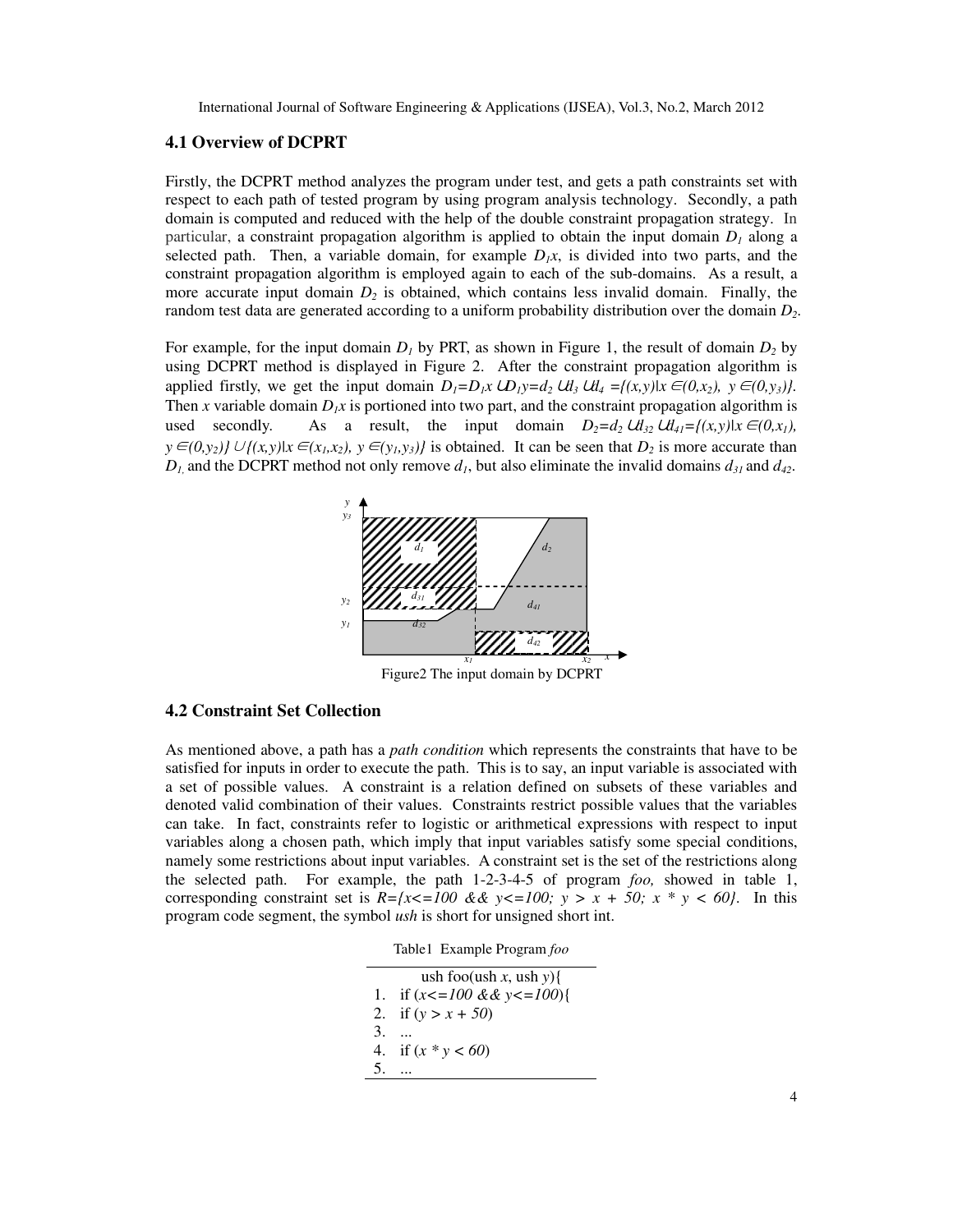## 4.1 Overview of DCPRT

Firstly, the DCPRT method analyzes the program under test, and gets a path constraints set with respect to each path of tested program by using program analysis technology. Secondly, a path domain is computed and reduced with the help of the double constraint propagation strategy. In particular, a constraint propagation algorithm is applied to obtain the input domain $D_1$ along a selected path. Then, a variable domain, for example $D_1x$, is divided into two parts, and the constraint propagation algorithm is employed again to each of the sub-domains. As a result, a more accurate input domain $D_2$ is obtained, which contains less invalid domain. Finally, the random test data are generated according to a uniform probability distribution over the domain $D_2$.

For example, for the input domain $D_1$ by PRT, as shown in Figure 1, the result of domain $D_2$ by using DCPRT method is displayed in Figure 2. After the constraint propagation algorithm is applied firstly, we get the input domain $D_1=D_1x \cup D_1y=d_2 \cup d_3 \cup d_4 =\{(x,y)|x \in (0,x_2),\ y \in (0,y_3)\}$. Then $x$ variable domain $D_1x$ is portioned into two part, and the constraint propagation algorithm is used secondly. As a result, the input domain $D_2=d_2 \cup d_{32} \cup d_{41}=\{(x,y)|x \in (0,x_1),\ y \in (0,y_2)\} \cup \{(x,y)|x \in (x_1,x_2),\ y \in (y_1,y_3)\}$ is obtained. It can be seen that $D_2$ is more accurate than $D_1$, and the DCPRT method not only remove $d_1$, but also eliminate the invalid domains $d_{31}$ and $d_{42}$.

Figure2 The input domain by DCPRT

## 4.2 Constraint Set Collection

As mentioned above, a path has a *path condition* which represents the constraints that have to be satisfied for inputs in order to execute the path. This is to say, an input variable is associated with a set of possible values. A constraint is a relation defined on subsets of these variables and denoted valid combination of their values. Constraints restrict possible values that the variables can take. In fact, constraints refer to logistic or arithmetical expressions with respect to input variables along a chosen path, which imply that input variables satisfy some special conditions, namely some restrictions about input variables. A constraint set is the set of the restrictions along the selected path. For example, the path 1-2-3-4-5 of program *foo,* showed in table 1, corresponding constraint set is *R={x<=100 && y<=100; y > x + 50; x * y < 60}*. In this program code segment, the symbol *ush* is short for unsigned short int.

Table1 Example Program *foo*

```
   ush foo(ush x, ush y){
1. if (x<=100 && y<=100){
2. if (y > x + 50)
3. ...
4. if (x * y < 60)
5. ...
```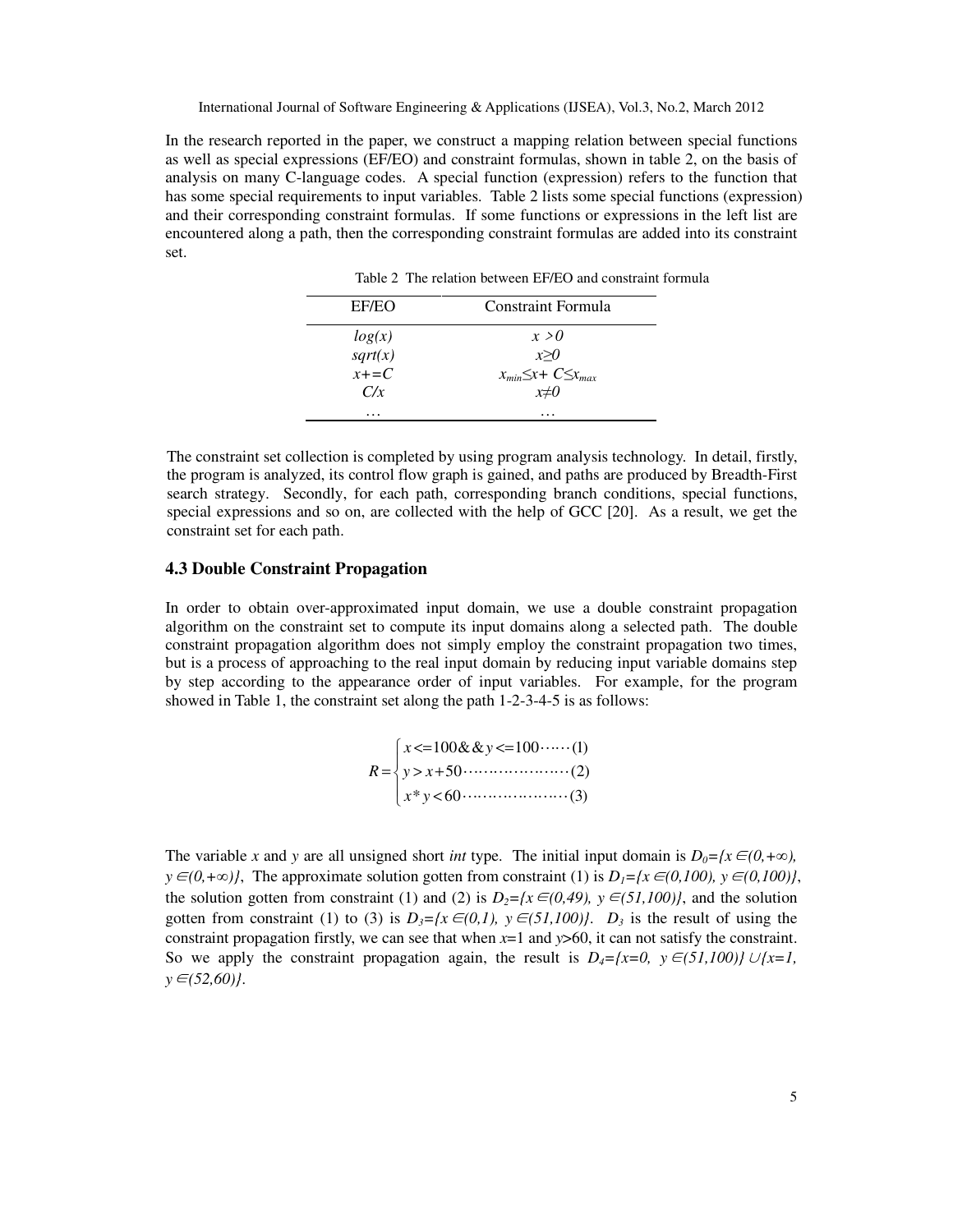In the research reported in the paper, we construct a mapping relation between special functions as well as special expressions (EF/EO) and constraint formulas, shown in table 2, on the basis of analysis on many C-language codes. A special function (expression) refers to the function that has some special requirements to input variables. Table 2 lists some special functions (expression) and their corresponding constraint formulas. If some functions or expressions in the left list are encountered along a path, then the corresponding constraint formulas are added into its constraint set.

Table 2 The relation between EF/EO and constraint formula

| EF/EO | Constraint Formula |
|---|---|
| $log(x)$ | $x > 0$ |
| $sqrt(x)$ | $x \geq 0$ |
| $x+=C$ | $x_{min} \leq x+ C \leq x_{max}$ |
| $C/x$ | $x \neq 0$ |
| … | … |

The constraint set collection is completed by using program analysis technology. In detail, firstly, the program is analyzed, its control flow graph is gained, and paths are produced by Breadth-First search strategy. Secondly, for each path, corresponding branch conditions, special functions, special expressions and so on, are collected with the help of GCC [20]. As a result, we get the constraint set for each path.

### 4.3 Double Constraint Propagation

In order to obtain over-approximated input domain, we use a double constraint propagation algorithm on the constraint set to compute its input domains along a selected path. The double constraint propagation algorithm does not simply employ the constraint propagation two times, but is a process of approaching to the real input domain by reducing input variable domains step by step according to the appearance order of input variables. For example, for the program showed in Table 1, the constraint set along the path 1-2-3-4-5 is as follows:

$$R = \begin{cases} x <= 100 \&\& y <= 100 \cdots\cdots (1) \\ y > x + 50 \cdots\cdots\cdots\cdots\cdots\cdots\cdots (2) \\ x * y < 60 \cdots\cdots\cdots\cdots\cdots\cdots\cdots (3) \end{cases}$$

The variable $x$ and $y$ are all unsigned short *int* type. The initial input domain is $D_0=\{x \in (0,+\infty), y \in (0,+\infty)\}$, The approximate solution gotten from constraint (1) is $D_1=\{x \in (0,100), y \in (0,100)\}$, the solution gotten from constraint (1) and (2) is $D_2=\{x \in (0,49), y \in (51,100)\}$, and the solution gotten from constraint (1) to (3) is $D_3=\{x \in (0,1), y \in (51,100)\}$. $D_3$ is the result of using the constraint propagation firstly, we can see that when $x$=1 and $y$>60, it can not satisfy the constraint. So we apply the constraint propagation again, the result is $D_4=\{x=0, y \in (51,100)\} \cup \{x=1, y \in (52,60)\}$.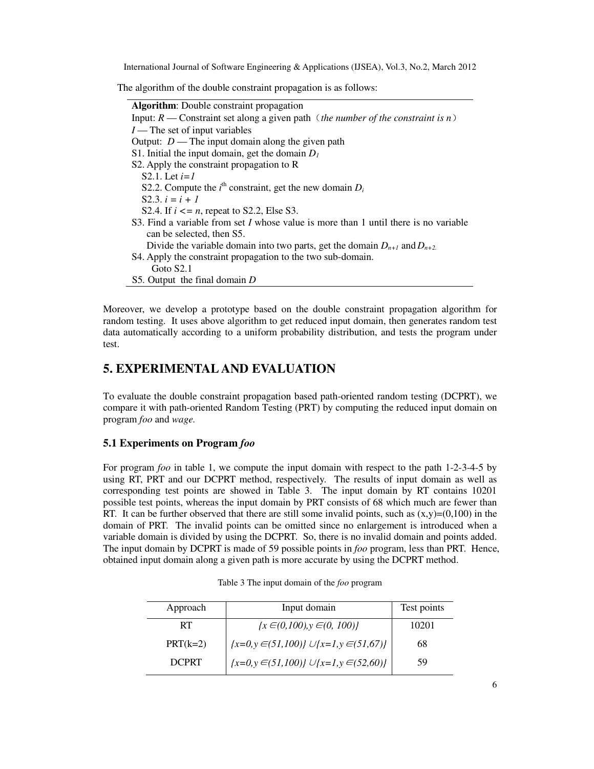The algorithm of the double constraint propagation is as follows:

**Algorithm**: Double constraint propagation
Input: $R$ — Constraint set along a given path（*the number of the constraint is n*）
$I$ — The set of input variables
Output: $D$ — The input domain along the given path
S1. Initial the input domain, get the domain $D_1$
S2. Apply the constraint propagation to R
  S2.1. Let $i=1$
  S2.2. Compute the $i^{th}$ constraint, get the new domain $D_i$
  S2.3. $i = i + 1$
  S2.4. If $i <= n$, repeat to S2.2, Else S3.
S3. Find a variable from set $I$ whose value is more than 1 until there is no variable can be selected, then S5.
  Divide the variable domain into two parts, get the domain $D_{n+1}$ and $D_{n+2}$.
S4. Apply the constraint propagation to the two sub-domain.
  Goto S2.1
S5. Output the final domain $D$

Moreover, we develop a prototype based on the double constraint propagation algorithm for random testing. It uses above algorithm to get reduced input domain, then generates random test data automatically according to a uniform probability distribution, and tests the program under test.

## 5. EXPERIMENTAL AND EVALUATION

To evaluate the double constraint propagation based path-oriented random testing (DCPRT), we compare it with path-oriented Random Testing (PRT) by computing the reduced input domain on program *foo* and *wage*.

### 5.1 Experiments on Program *foo*

For program *foo* in table 1, we compute the input domain with respect to the path 1-2-3-4-5 by using RT, PRT and our DCPRT method, respectively. The results of input domain as well as corresponding test points are showed in Table 3. The input domain by RT contains 10201 possible test points, whereas the input domain by PRT consists of 68 which much are fewer than RT. It can be further observed that there are still some invalid points, such as (x,y)=(0,100) in the domain of PRT. The invalid points can be omitted since no enlargement is introduced when a variable domain is divided by using the DCPRT. So, there is no invalid domain and points added. The input domain by DCPRT is made of 59 possible points in *foo* program, less than PRT. Hence, obtained input domain along a given path is more accurate by using the DCPRT method.

Table 3 The input domain of the *foo* program

| Approach | Input domain | Test points |
|---|---|---|
| RT | $\{x \in (0,100), y \in (0, 100)\}$ | 10201 |
| PRT(k=2) | $\{x=0, y \in (51,100)\} \cup \{x=1, y \in (51,67)\}$ | 68 |
| DCPRT | $\{x=0, y \in (51,100)\} \cup \{x=1, y \in (52,60)\}$ | 59 |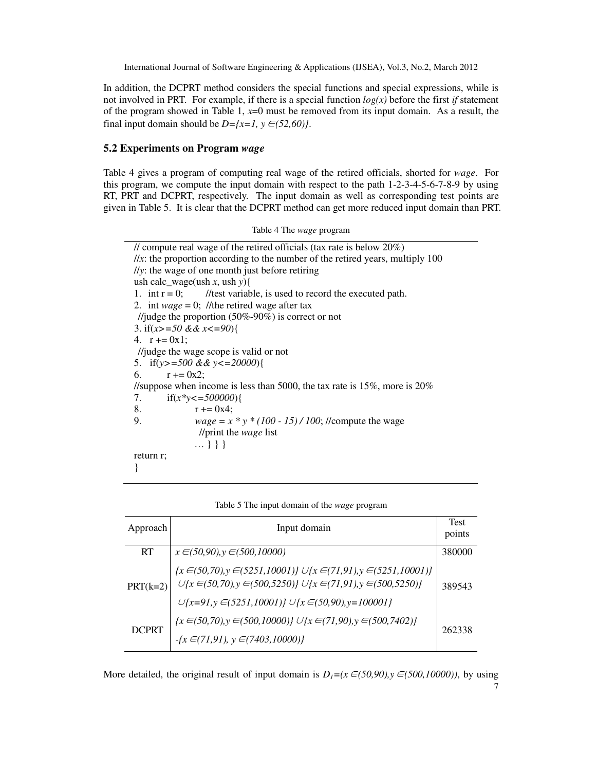In addition, the DCPRT method considers the special functions and special expressions, while is not involved in PRT. For example, if there is a special function *log(x)* before the first *if* statement of the program showed in Table 1, *x*=0 must be removed from its input domain. As a result, the final input domain should be $D=\{x=1, y \in (52,60)\}$.

## 5.2 Experiments on Program *wage*

Table 4 gives a program of computing real wage of the retired officials, shorted for *wage*. For this program, we compute the input domain with respect to the path 1-2-3-4-5-6-7-8-9 by using RT, PRT and DCPRT, respectively. The input domain as well as corresponding test points are given in Table 5. It is clear that the DCPRT method can get more reduced input domain than PRT.

Table 4 The *wage* program

```
// compute real wage of the retired officials (tax rate is below 20%)
//x: the proportion according to the number of the retired years, multiply 100
//y: the wage of one month just before retiring
ush calc_wage(ush x, ush y){
1.  int r = 0;        //test variable, is used to record the executed path.
2.  int wage = 0;  //the retired wage after tax
  //judge the proportion (50%-90%) is correct or not
3. if(x>=50 && x<=90){
4.   r += 0x1;
  //judge the wage scope is valid or not
5.   if(y>=500 && y<=20000){
6.        r += 0x2;
//suppose when income is less than 5000, the tax rate is 15%, more is 20%
7.        if(x*y<=500000){
8.              r += 0x4;
9.              wage = x * y * (100 - 15) / 100; //compute the wage
                  //print the wage list
                … } } }
return r;
}
```

Table 5 The input domain of the *wage* program

| Approach | Input domain | Test points |
|---|---|---|
| RT | $x \in (50,90), y \in (500,10000)$ | 380000 |
| PRT(k=2) | $\{x \in (50,70), y \in (5251,10001)\} \cup \{x \in (71,91), y \in (5251,10001)\} \cup \{x \in (50,70), y \in (500,5250)\} \cup \{x \in (71,91), y \in (500,5250)\} \cup \{x=91, y \in (5251,10001)\} \cup \{x \in (50,90), y=100001\}$ | 389543 |
| DCPRT | $\{x \in (50,70), y \in (500,10000)\} \cup \{x \in (71,90), y \in (500,7402)\} - \{x \in (71,91), y \in (7403,10000)\}$ | 262338 |

More detailed, the original result of input domain is $D_1=(x \in (50,90), y \in (500,10000))$, by using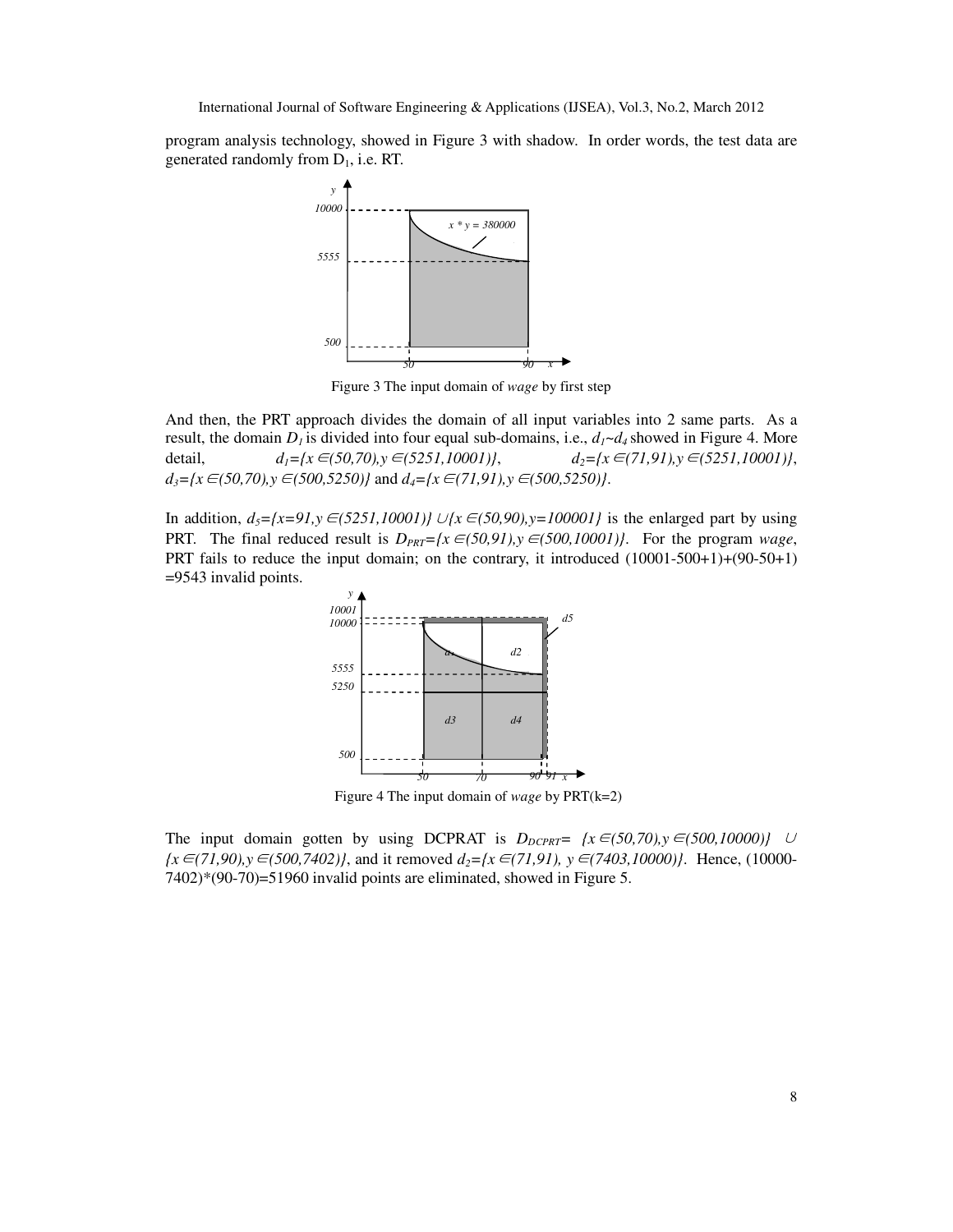program analysis technology, showed in Figure 3 with shadow. In order words, the test data are generated randomly from $D_1$, i.e. RT.

Figure 3 The input domain of *wage* by first step

And then, the PRT approach divides the domain of all input variables into 2 same parts. As a result, the domain $D_1$ is divided into four equal sub-domains, i.e., $d_1$~$d_4$ showed in Figure 4. More detail, $d_1=\{x \in (50,70), y \in (5251,10001)\}$, $d_2=\{x \in (71,91), y \in (5251,10001)\}$, $d_3=\{x \in (50,70), y \in (500,5250)\}$ and $d_4=\{x \in (71,91), y \in (500,5250)\}$.

In addition, $d_5=\{x=91, y \in (5251,10001)\} \cup \{x \in (50,90), y=100001\}$ is the enlarged part by using PRT. The final reduced result is $D_{PRT}=\{x \in (50,91), y \in (500,10001)\}$. For the program *wage*, PRT fails to reduce the input domain; on the contrary, it introduced (10001-500+1)+(90-50+1) =9543 invalid points.

Figure 4 The input domain of *wage* by PRT(k=2)

The input domain gotten by using DCPRAT is $D_{DCPRT}= \{x \in (50,70), y \in (500,10000)\} \cup \{x \in (71,90), y \in (500,7402)\}$, and it removed $d_2=\{x \in (71,91), y \in (7403,10000)\}$. Hence, (10000-7402)*(90-70)=51960 invalid points are eliminated, showed in Figure 5.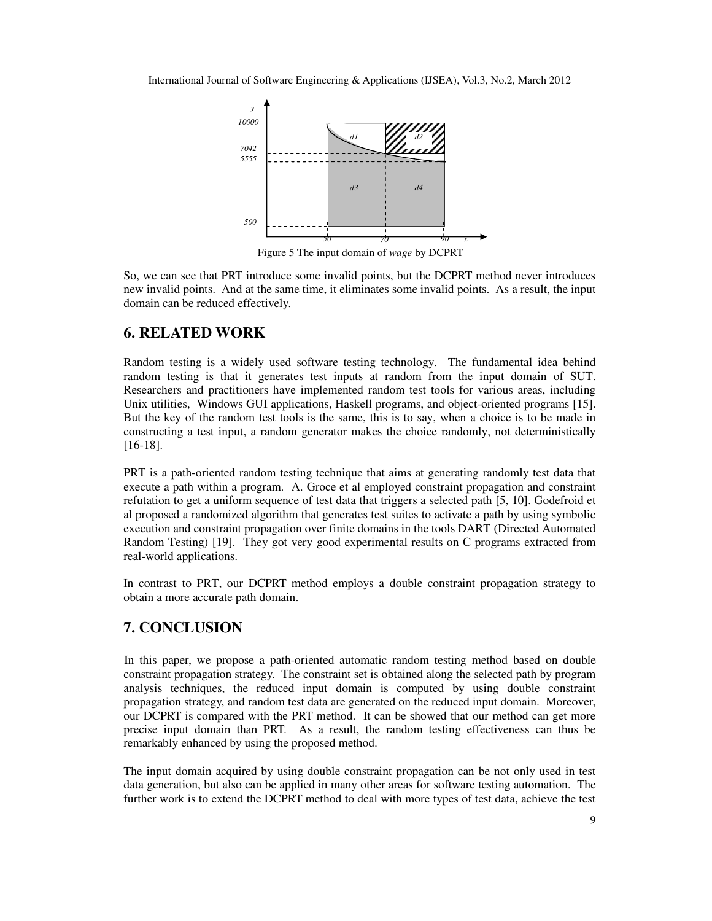y

10000

7042

5555

500

d1

d2

d3

d4

50

70

90

x

Figure 5 The input domain of *wage* by DCPRT

So, we can see that PRT introduce some invalid points, but the DCPRT method never introduces new invalid points. And at the same time, it eliminates some invalid points. As a result, the input domain can be reduced effectively.

## 6. RELATED WORK

Random testing is a widely used software testing technology. The fundamental idea behind random testing is that it generates test inputs at random from the input domain of SUT. Researchers and practitioners have implemented random test tools for various areas, including Unix utilities, Windows GUI applications, Haskell programs, and object-oriented programs [15]. But the key of the random test tools is the same, this is to say, when a choice is to be made in constructing a test input, a random generator makes the choice randomly, not deterministically [16-18].

PRT is a path-oriented random testing technique that aims at generating randomly test data that execute a path within a program. A. Groce et al employed constraint propagation and constraint refutation to get a uniform sequence of test data that triggers a selected path [5, 10]. Godefroid et al proposed a randomized algorithm that generates test suites to activate a path by using symbolic execution and constraint propagation over finite domains in the tools DART (Directed Automated Random Testing) [19]. They got very good experimental results on C programs extracted from real-world applications.

In contrast to PRT, our DCPRT method employs a double constraint propagation strategy to obtain a more accurate path domain.

## 7. CONCLUSION

In this paper, we propose a path-oriented automatic random testing method based on double constraint propagation strategy. The constraint set is obtained along the selected path by program analysis techniques, the reduced input domain is computed by using double constraint propagation strategy, and random test data are generated on the reduced input domain. Moreover, our DCPRT is compared with the PRT method. It can be showed that our method can get more precise input domain than PRT. As a result, the random testing effectiveness can thus be remarkably enhanced by using the proposed method.

The input domain acquired by using double constraint propagation can be not only used in test data generation, but also can be applied in many other areas for software testing automation. The further work is to extend the DCPRT method to deal with more types of test data, achieve the test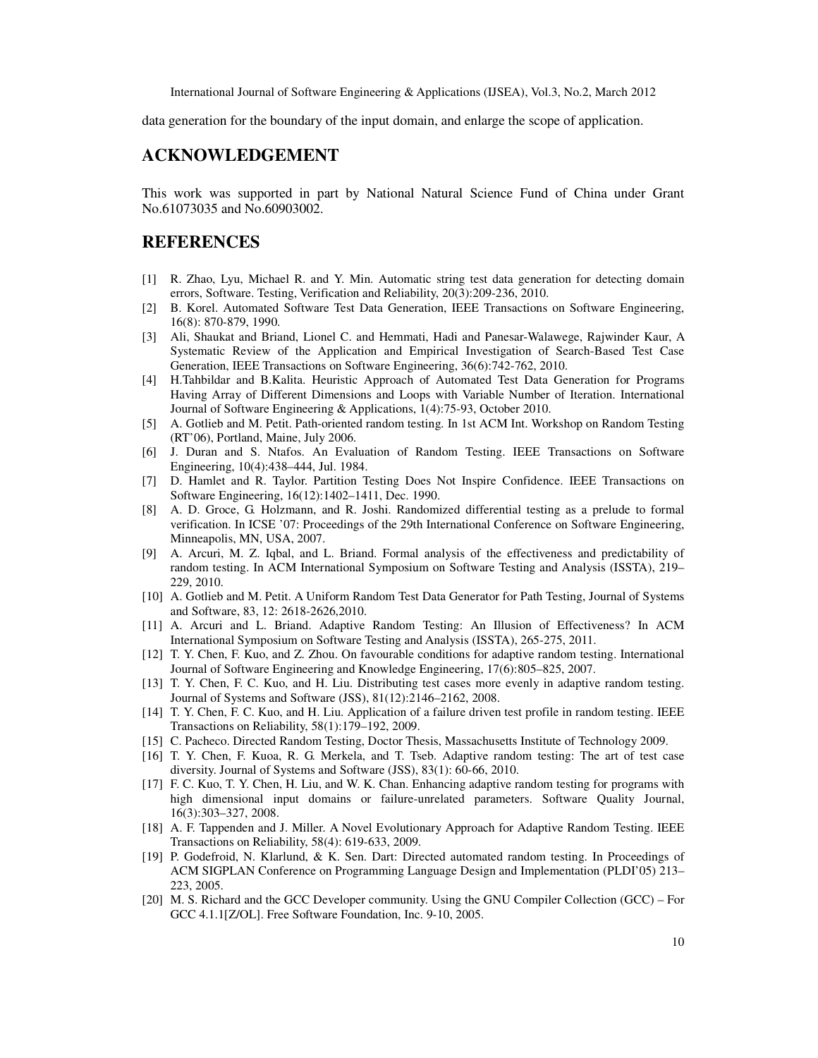data generation for the boundary of the input domain, and enlarge the scope of application.

## ACKNOWLEDGEMENT

This work was supported in part by National Natural Science Fund of China under Grant No.61073035 and No.60903002.

## REFERENCES

[1] R. Zhao, Lyu, Michael R. and Y. Min. Automatic string test data generation for detecting domain errors, Software. Testing, Verification and Reliability, 20(3):209-236, 2010.

[2] B. Korel. Automated Software Test Data Generation, IEEE Transactions on Software Engineering, 16(8): 870-879, 1990.

[3] Ali, Shaukat and Briand, Lionel C. and Hemmati, Hadi and Panesar-Walawege, Rajwinder Kaur, A Systematic Review of the Application and Empirical Investigation of Search-Based Test Case Generation, IEEE Transactions on Software Engineering, 36(6):742-762, 2010.

[4] H.Tahbildar and B.Kalita. Heuristic Approach of Automated Test Data Generation for Programs Having Array of Different Dimensions and Loops with Variable Number of Iteration. International Journal of Software Engineering & Applications, 1(4):75-93, October 2010.

[5] A. Gotlieb and M. Petit. Path-oriented random testing. In 1st ACM Int. Workshop on Random Testing (RT'06), Portland, Maine, July 2006.

[6] J. Duran and S. Ntafos. An Evaluation of Random Testing. IEEE Transactions on Software Engineering, 10(4):438–444, Jul. 1984.

[7] D. Hamlet and R. Taylor. Partition Testing Does Not Inspire Confidence. IEEE Transactions on Software Engineering, 16(12):1402–1411, Dec. 1990.

[8] A. D. Groce, G. Holzmann, and R. Joshi. Randomized differential testing as a prelude to formal verification. In ICSE '07: Proceedings of the 29th International Conference on Software Engineering, Minneapolis, MN, USA, 2007.

[9] A. Arcuri, M. Z. Iqbal, and L. Briand. Formal analysis of the effectiveness and predictability of random testing. In ACM International Symposium on Software Testing and Analysis (ISSTA), 219–229, 2010.

[10] A. Gotlieb and M. Petit. A Uniform Random Test Data Generator for Path Testing, Journal of Systems and Software, 83, 12: 2618-2626,2010.

[11] A. Arcuri and L. Briand. Adaptive Random Testing: An Illusion of Effectiveness? In ACM International Symposium on Software Testing and Analysis (ISSTA), 265-275, 2011.

[12] T. Y. Chen, F. Kuo, and Z. Zhou. On favourable conditions for adaptive random testing. International Journal of Software Engineering and Knowledge Engineering, 17(6):805–825, 2007.

[13] T. Y. Chen, F. C. Kuo, and H. Liu. Distributing test cases more evenly in adaptive random testing. Journal of Systems and Software (JSS), 81(12):2146–2162, 2008.

[14] T. Y. Chen, F. C. Kuo, and H. Liu. Application of a failure driven test profile in random testing. IEEE Transactions on Reliability, 58(1):179–192, 2009.

[15] C. Pacheco. Directed Random Testing, Doctor Thesis, Massachusetts Institute of Technology 2009.

[16] T. Y. Chen, F. Kuoa, R. G. Merkela, and T. Tseb. Adaptive random testing: The art of test case diversity. Journal of Systems and Software (JSS), 83(1): 60-66, 2010.

[17] F. C. Kuo, T. Y. Chen, H. Liu, and W. K. Chan. Enhancing adaptive random testing for programs with high dimensional input domains or failure-unrelated parameters. Software Quality Journal, 16(3):303–327, 2008.

[18] A. F. Tappenden and J. Miller. A Novel Evolutionary Approach for Adaptive Random Testing. IEEE Transactions on Reliability, 58(4): 619-633, 2009.

[19] P. Godefroid, N. Klarlund, & K. Sen. Dart: Directed automated random testing. In Proceedings of ACM SIGPLAN Conference on Programming Language Design and Implementation (PLDI'05) 213–223, 2005.

[20] M. S. Richard and the GCC Developer community. Using the GNU Compiler Collection (GCC) – For GCC 4.1.1[Z/OL]. Free Software Foundation, Inc. 9-10, 2005.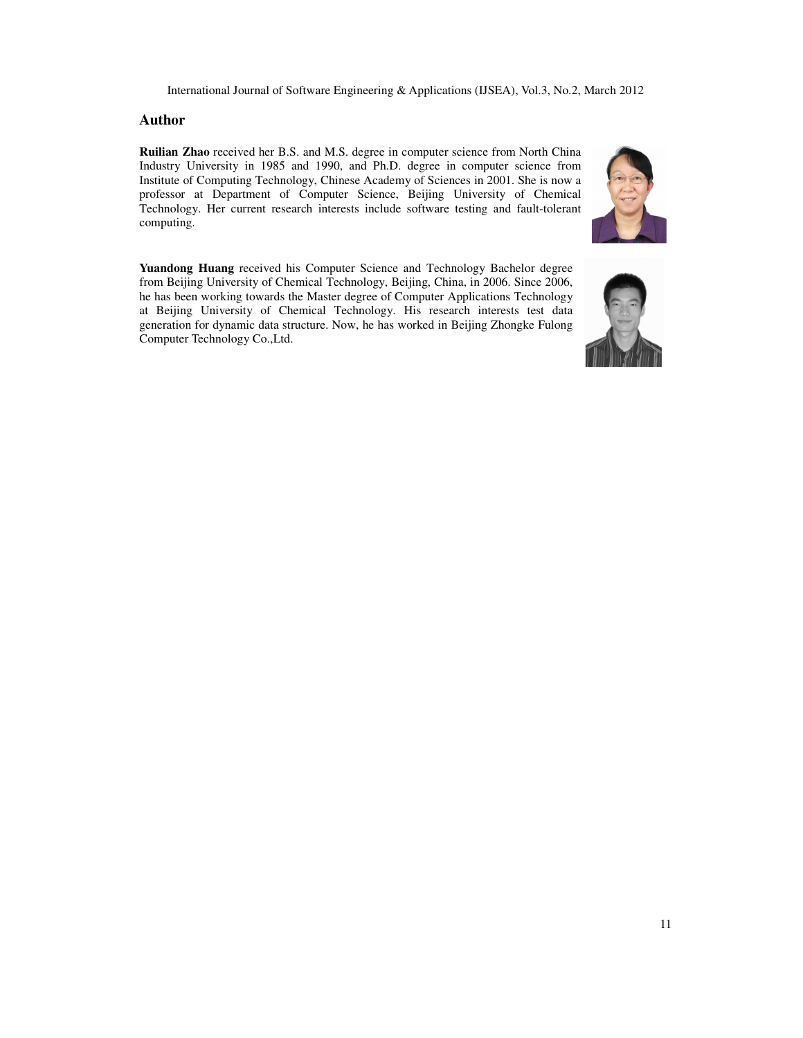## Author

**Ruilian Zhao** received her B.S. and M.S. degree in computer science from North China Industry University in 1985 and 1990, and Ph.D. degree in computer science from Institute of Computing Technology, Chinese Academy of Sciences in 2001. She is now a professor at Department of Computer Science, Beijing University of Chemical Technology. Her current research interests include software testing and fault-tolerant computing.

**Yuandong Huang** received his Computer Science and Technology Bachelor degree from Beijing University of Chemical Technology, Beijing, China, in 2006. Since 2006, he has been working towards the Master degree of Computer Applications Technology at Beijing University of Chemical Technology. His research interests test data generation for dynamic data structure. Now, he has worked in Beijing Zhongke Fulong Computer Technology Co.,Ltd.